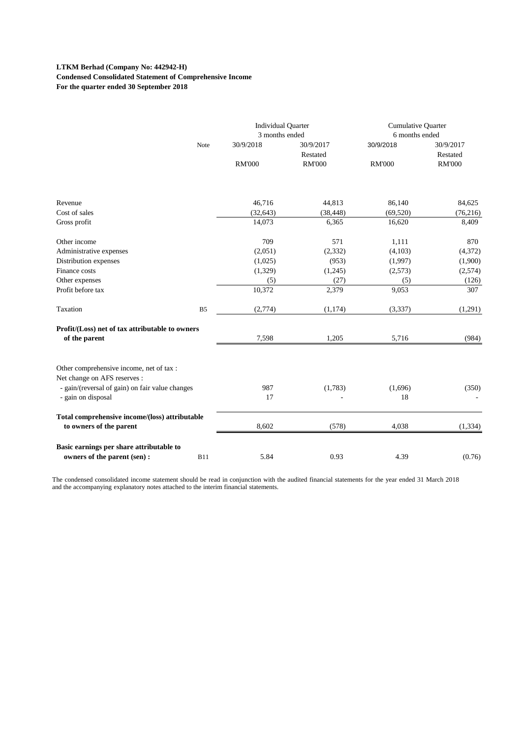**LTKM Berhad (Company No: 442942-H)**
**Condensed Consolidated Statement of Comprehensive Income**
**For the quarter ended 30 September 2018**

| | Note | Individual Quarter 3 months ended | | Cumulative Quarter 6 months ended | |
|---|---|---|---|---|---|
| | | 30/9/2018 | 30/9/2017 Restated | 30/9/2018 | 30/9/2017 Restated |
| | | RM'000 | RM'000 | RM'000 | RM'000 |
| Revenue | | 46,716 | 44,813 | 86,140 | 84,625 |
| Cost of sales | | (32,643) | (38,448) | (69,520) | (76,216) |
| Gross profit | | 14,073 | 6,365 | 16,620 | 8,409 |
| Other income | | 709 | 571 | 1,111 | 870 |
| Administrative expenses | | (2,051) | (2,332) | (4,103) | (4,372) |
| Distribution expenses | | (1,025) | (953) | (1,997) | (1,900) |
| Finance costs | | (1,329) | (1,245) | (2,573) | (2,574) |
| Other expenses | | (5) | (27) | (5) | (126) |
| Profit before tax | | 10,372 | 2,379 | 9,053 | 307 |
| Taxation | B5 | (2,774) | (1,174) | (3,337) | (1,291) |
| **Profit/(Loss) net of tax attributable to owners of the parent** | | 7,598 | 1,205 | 5,716 | (984) |
| Other comprehensive income, net of tax : | | | | | |
| Net change on AFS reserves : | | | | | |
| - gain/(reversal of gain) on fair value changes | | 987 | (1,783) | (1,696) | (350) |
| - gain on disposal | | 17 | - | 18 | - |
| **Total comprehensive income/(loss) attributable to owners of the parent** | | 8,602 | (578) | 4,038 | (1,334) |
| **Basic earnings per share attributable to owners of the parent (sen) :** | B11 | 5.84 | 0.93 | 4.39 | (0.76) |

The condensed consolidated income statement should be read in conjunction with the audited financial statements for the year ended 31 March 2018 and the accompanying explanatory notes attached to the interim financial statements.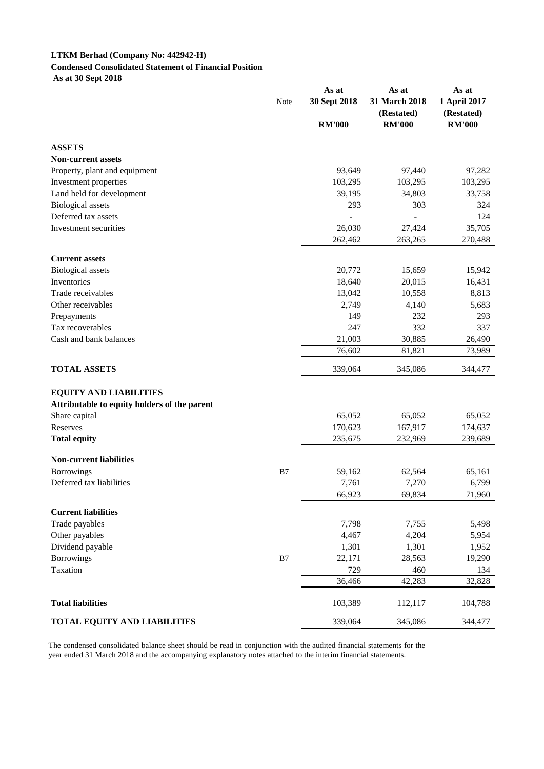**LTKM Berhad (Company No: 442942-H)**
**Condensed Consolidated Statement of Financial Position**
**As at 30 Sept 2018**

| | Note | As at 30 Sept 2018 | As at 31 March 2018 (Restated) | As at 1 April 2017 (Restated) |
|---|---|---|---|---|
| | | **RM'000** | **RM'000** | **RM'000** |
| **ASSETS** | | | | |
| **Non-current assets** | | | | |
| Property, plant and equipment | | 93,649 | 97,440 | 97,282 |
| Investment properties | | 103,295 | 103,295 | 103,295 |
| Land held for development | | 39,195 | 34,803 | 33,758 |
| Biological assets | | 293 | 303 | 324 |
| Deferred tax assets | | - | - | 124 |
| Investment securities | | 26,030 | 27,424 | 35,705 |
| | | 262,462 | 263,265 | 270,488 |
| **Current assets** | | | | |
| Biological assets | | 20,772 | 15,659 | 15,942 |
| Inventories | | 18,640 | 20,015 | 16,431 |
| Trade receivables | | 13,042 | 10,558 | 8,813 |
| Other receivables | | 2,749 | 4,140 | 5,683 |
| Prepayments | | 149 | 232 | 293 |
| Tax recoverables | | 247 | 332 | 337 |
| Cash and bank balances | | 21,003 | 30,885 | 26,490 |
| | | 76,602 | 81,821 | 73,989 |
| **TOTAL ASSETS** | | 339,064 | 345,086 | 344,477 |
| **EQUITY AND LIABILITIES** | | | | |
| **Attributable to equity holders of the parent** | | | | |
| Share capital | | 65,052 | 65,052 | 65,052 |
| Reserves | | 170,623 | 167,917 | 174,637 |
| **Total equity** | | 235,675 | 232,969 | 239,689 |
| **Non-current liabilities** | | | | |
| Borrowings | B7 | 59,162 | 62,564 | 65,161 |
| Deferred tax liabilities | | 7,761 | 7,270 | 6,799 |
| | | 66,923 | 69,834 | 71,960 |
| **Current liabilities** | | | | |
| Trade payables | | 7,798 | 7,755 | 5,498 |
| Other payables | | 4,467 | 4,204 | 5,954 |
| Dividend payable | | 1,301 | 1,301 | 1,952 |
| Borrowings | B7 | 22,171 | 28,563 | 19,290 |
| Taxation | | 729 | 460 | 134 |
| | | 36,466 | 42,283 | 32,828 |
| **Total liabilities** | | 103,389 | 112,117 | 104,788 |
| **TOTAL EQUITY AND LIABILITIES** | | 339,064 | 345,086 | 344,477 |

The condensed consolidated balance sheet should be read in conjunction with the audited financial statements for the year ended 31 March 2018 and the accompanying explanatory notes attached to the interim financial statements.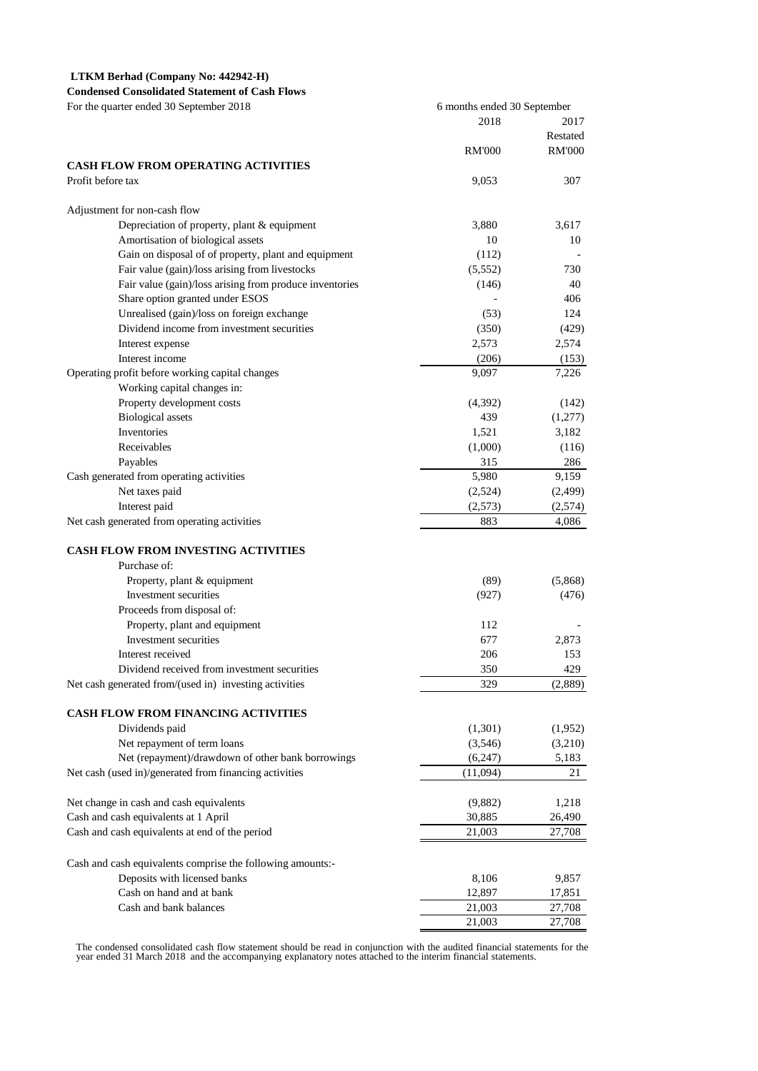**LTKM Berhad (Company No: 442942-H)**

**Condensed Consolidated Statement of Cash Flows**

For the quarter ended 30 September 2018

| | 6 months ended 30 September | |
|---|---|---|
| | 2018 | 2017 |
| | | Restated |
| | RM'000 | RM'000 |
| **CASH FLOW FROM OPERATING ACTIVITIES** | | |
| Profit before tax | 9,053 | 307 |
| | | |
| Adjustment for non-cash flow | | |
| Depreciation of property, plant & equipment | 3,880 | 3,617 |
| Amortisation of biological assets | 10 | 10 |
| Gain on disposal of of property, plant and equipment | (112) | - |
| Fair value (gain)/loss arising from livestocks | (5,552) | 730 |
| Fair value (gain)/loss arising from produce inventories | (146) | 40 |
| Share option granted under ESOS | - | 406 |
| Unrealised (gain)/loss on foreign exchange | (53) | 124 |
| Dividend income from investment securities | (350) | (429) |
| Interest expense | 2,573 | 2,574 |
| Interest income | (206) | (153) |
| Operating profit before working capital changes | 9,097 | 7,226 |
| Working capital changes in: | | |
| Property development costs | (4,392) | (142) |
| Biological assets | 439 | (1,277) |
| Inventories | 1,521 | 3,182 |
| Receivables | (1,000) | (116) |
| Payables | 315 | 286 |
| Cash generated from operating activities | 5,980 | 9,159 |
| Net taxes paid | (2,524) | (2,499) |
| Interest paid | (2,573) | (2,574) |
| Net cash generated from operating activities | 883 | 4,086 |
| | | |
| **CASH FLOW FROM INVESTING ACTIVITIES** | | |
| Purchase of: | | |
| Property, plant & equipment | (89) | (5,868) |
| Investment securities | (927) | (476) |
| Proceeds from disposal of: | | |
| Property, plant and equipment | 112 | - |
| Investment securities | 677 | 2,873 |
| Interest received | 206 | 153 |
| Dividend received from investment securities | 350 | 429 |
| Net cash generated from/(used in) investing activities | 329 | (2,889) |
| | | |
| **CASH FLOW FROM FINANCING ACTIVITIES** | | |
| Dividends paid | (1,301) | (1,952) |
| Net repayment of term loans | (3,546) | (3,210) |
| Net (repayment)/drawdown of other bank borrowings | (6,247) | 5,183 |
| Net cash (used in)/generated from financing activities | (11,094) | 21 |
| | | |
| Net change in cash and cash equivalents | (9,882) | 1,218 |
| Cash and cash equivalents at 1 April | 30,885 | 26,490 |
| Cash and cash equivalents at end of the period | 21,003 | 27,708 |
| | | |
| Cash and cash equivalents comprise the following amounts:- | | |
| Deposits with licensed banks | 8,106 | 9,857 |
| Cash on hand and at bank | 12,897 | 17,851 |
| Cash and bank balances | 21,003 | 27,708 |
| | 21,003 | 27,708 |

The condensed consolidated cash flow statement should be read in conjunction with the audited financial statements for the year ended 31 March 2018 and the accompanying explanatory notes attached to the interim financial statements.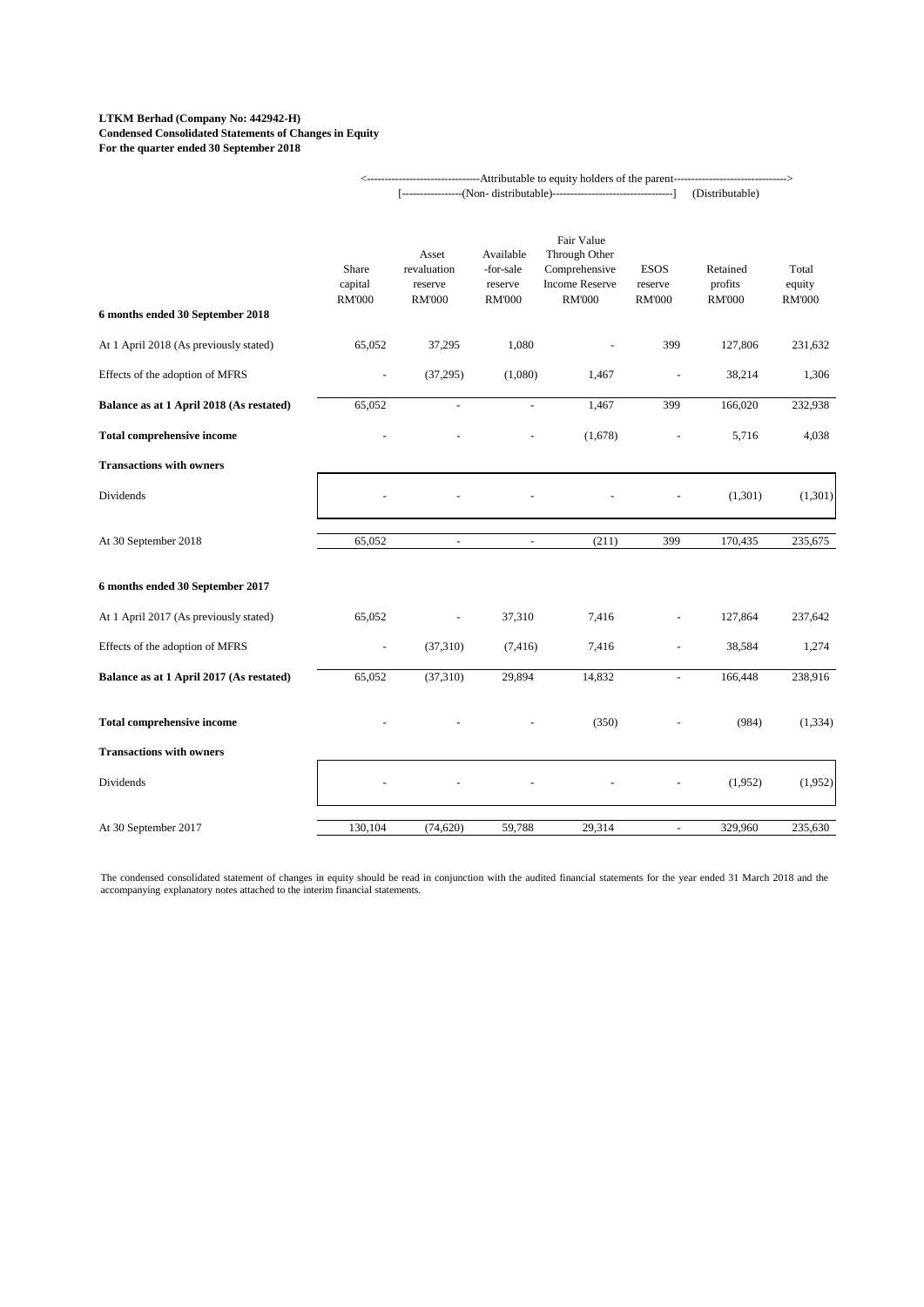**LTKM Berhad (Company No: 442942-H)**
**Condensed Consolidated Statements of Changes in Equity**
**For the quarter ended 30 September 2018**

| | <---------- | Attributable to equity holders of the parent | ---------- | ----------> | | | |
|---|---|---|---|---|---|---|---|
| | [---------- | (Non- distributable) | ---------- | ----------] | | (Distributable) | |
| | Share capital RM'000 | Asset revaluation reserve RM'000 | Available -for-sale reserve RM'000 | Fair Value Through Other Comprehensive Income Reserve RM'000 | ESOS reserve RM'000 | Retained profits RM'000 | Total equity RM'000 |
| **6 months ended 30 September 2018** | | | | | | | |
| At 1 April 2018 (As previously stated) | 65,052 | 37,295 | 1,080 | - | 399 | 127,806 | 231,632 |
| Effects of the adoption of MFRS | - | (37,295) | (1,080) | 1,467 | - | 38,214 | 1,306 |
| **Balance as at 1 April 2018 (As restated)** | 65,052 | - | - | 1,467 | 399 | 166,020 | 232,938 |
| **Total comprehensive income** | - | - | - | (1,678) | - | 5,716 | 4,038 |
| **Transactions with owners** | | | | | | | |
| Dividends | - | - | - | - | - | (1,301) | (1,301) |
| At 30 September 2018 | 65,052 | - | - | (211) | 399 | 170,435 | 235,675 |
| **6 months ended 30 September 2017** | | | | | | | |
| At 1 April 2017 (As previously stated) | 65,052 | - | 37,310 | 7,416 | - | 127,864 | 237,642 |
| Effects of the adoption of MFRS | - | (37,310) | (7,416) | 7,416 | - | 38,584 | 1,274 |
| **Balance as at 1 April 2017 (As restated)** | 65,052 | (37,310) | 29,894 | 14,832 | - | 166,448 | 238,916 |
| **Total comprehensive income** | - | - | - | (350) | - | (984) | (1,334) |
| **Transactions with owners** | | | | | | | |
| Dividends | - | - | - | - | - | (1,952) | (1,952) |
| At 30 September 2017 | 130,104 | (74,620) | 59,788 | 29,314 | - | 329,960 | 235,630 |

The condensed consolidated statement of changes in equity should be read in conjunction with the audited financial statements for the year ended 31 March 2018 and the accompanying explanatory notes attached to the interim financial statements.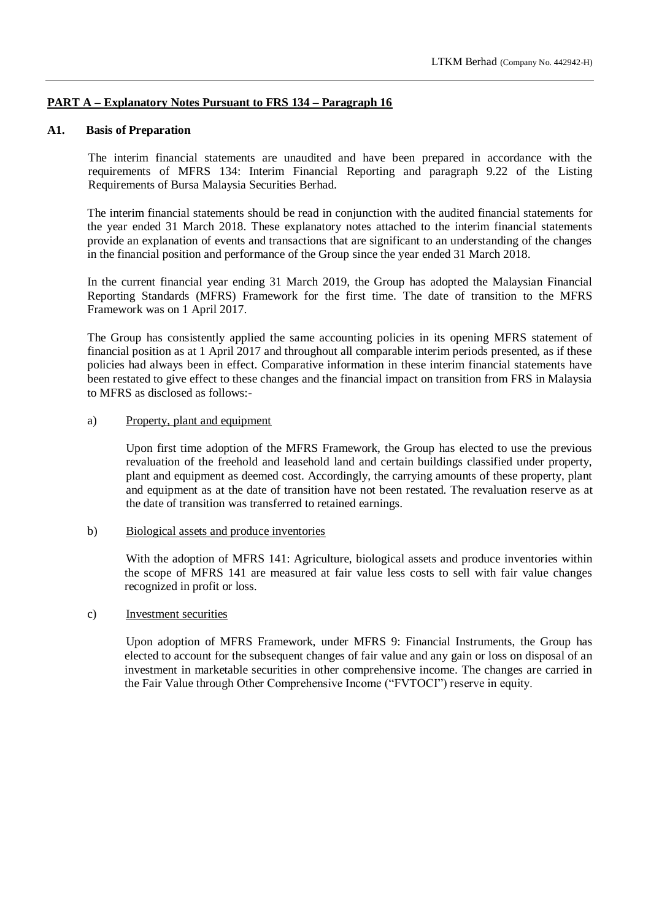## PART A – Explanatory Notes Pursuant to FRS 134 – Paragraph 16

### A1. Basis of Preparation

The interim financial statements are unaudited and have been prepared in accordance with the requirements of MFRS 134: Interim Financial Reporting and paragraph 9.22 of the Listing Requirements of Bursa Malaysia Securities Berhad.

The interim financial statements should be read in conjunction with the audited financial statements for the year ended 31 March 2018. These explanatory notes attached to the interim financial statements provide an explanation of events and transactions that are significant to an understanding of the changes in the financial position and performance of the Group since the year ended 31 March 2018.

In the current financial year ending 31 March 2019, the Group has adopted the Malaysian Financial Reporting Standards (MFRS) Framework for the first time. The date of transition to the MFRS Framework was on 1 April 2017.

The Group has consistently applied the same accounting policies in its opening MFRS statement of financial position as at 1 April 2017 and throughout all comparable interim periods presented, as if these policies had always been in effect. Comparative information in these interim financial statements have been restated to give effect to these changes and the financial impact on transition from FRS in Malaysia to MFRS as disclosed as follows:-

a) Property, plant and equipment

Upon first time adoption of the MFRS Framework, the Group has elected to use the previous revaluation of the freehold and leasehold land and certain buildings classified under property, plant and equipment as deemed cost. Accordingly, the carrying amounts of these property, plant and equipment as at the date of transition have not been restated. The revaluation reserve as at the date of transition was transferred to retained earnings.

b) Biological assets and produce inventories

With the adoption of MFRS 141: Agriculture, biological assets and produce inventories within the scope of MFRS 141 are measured at fair value less costs to sell with fair value changes recognized in profit or loss.

c) Investment securities

Upon adoption of MFRS Framework, under MFRS 9: Financial Instruments, the Group has elected to account for the subsequent changes of fair value and any gain or loss on disposal of an investment in marketable securities in other comprehensive income. The changes are carried in the Fair Value through Other Comprehensive Income ("FVTOCI") reserve in equity.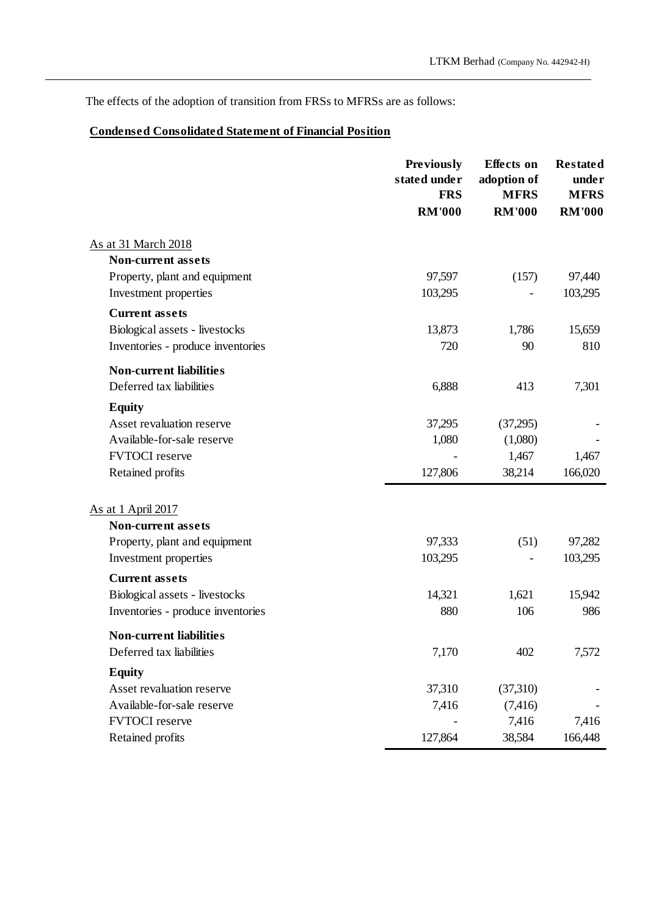The effects of the adoption of transition from FRSs to MFRSs are as follows:

**Condensed Consolidated Statement of Financial Position**

| | Previously stated under FRS RM'000 | Effects on adoption of MFRS RM'000 | Restated under MFRS RM'000 |
|---|---|---|---|
| As at 31 March 2018 | | | |
| **Non-current assets** | | | |
| Property, plant and equipment | 97,597 | (157) | 97,440 |
| Investment properties | 103,295 | - | 103,295 |
| **Current assets** | | | |
| Biological assets - livestocks | 13,873 | 1,786 | 15,659 |
| Inventories - produce inventories | 720 | 90 | 810 |
| **Non-current liabilities** | | | |
| Deferred tax liabilities | 6,888 | 413 | 7,301 |
| **Equity** | | | |
| Asset revaluation reserve | 37,295 | (37,295) | - |
| Available-for-sale reserve | 1,080 | (1,080) | - |
| FVTOCI reserve | - | 1,467 | 1,467 |
| Retained profits | 127,806 | 38,214 | 166,020 |
| As at 1 April 2017 | | | |
| **Non-current assets** | | | |
| Property, plant and equipment | 97,333 | (51) | 97,282 |
| Investment properties | 103,295 | - | 103,295 |
| **Current assets** | | | |
| Biological assets - livestocks | 14,321 | 1,621 | 15,942 |
| Inventories - produce inventories | 880 | 106 | 986 |
| **Non-current liabilities** | | | |
| Deferred tax liabilities | 7,170 | 402 | 7,572 |
| **Equity** | | | |
| Asset revaluation reserve | 37,310 | (37,310) | - |
| Available-for-sale reserve | 7,416 | (7,416) | - |
| FVTOCI reserve | - | 7,416 | 7,416 |
| Retained profits | 127,864 | 38,584 | 166,448 |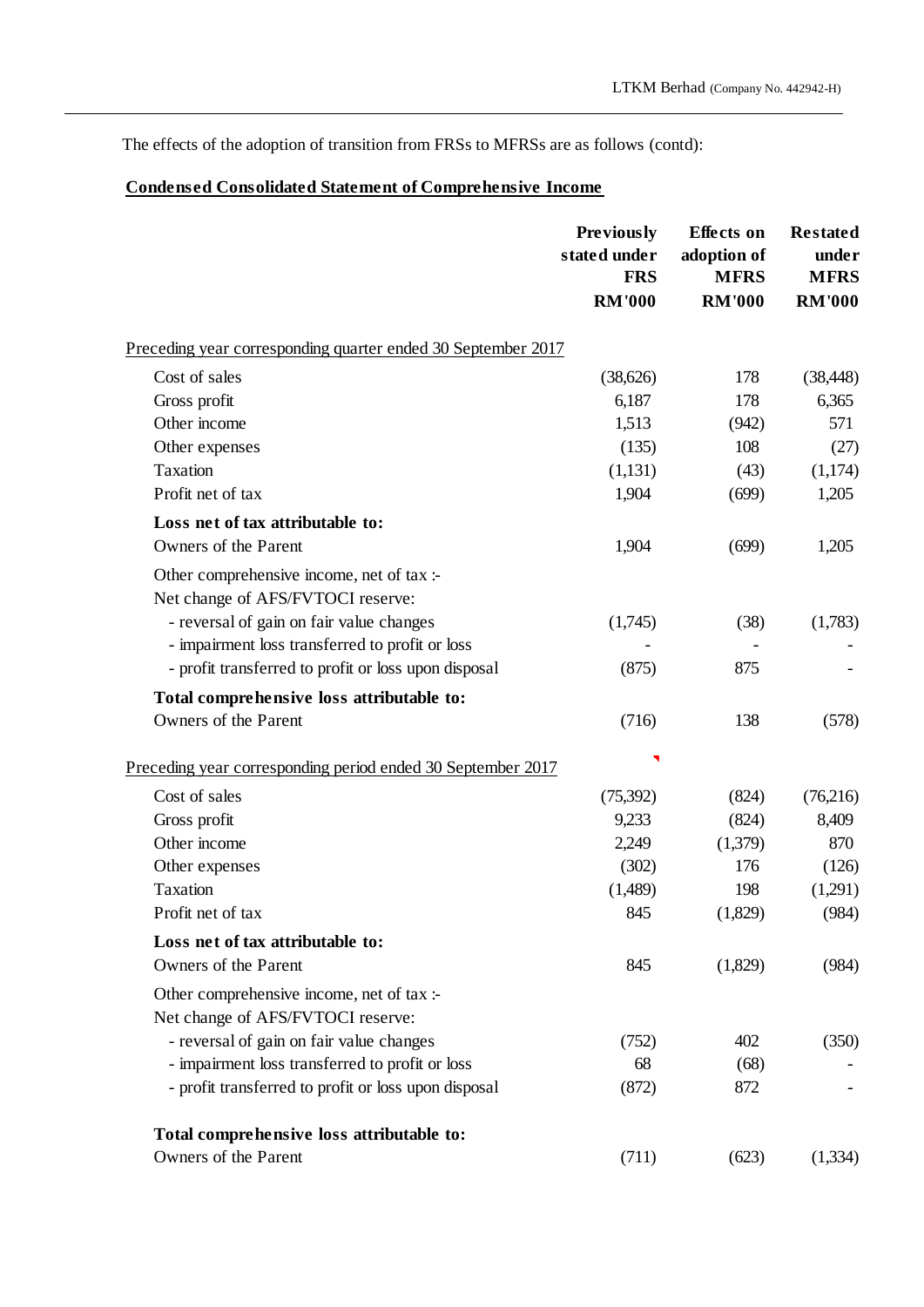The effects of the adoption of transition from FRSs to MFRSs are as follows (contd):

## Condensed Consolidated Statement of Comprehensive Income

| | Previously stated under FRS RM'000 | Effects on adoption of MFRS RM'000 | Restated under MFRS RM'000 |
|---|---|---|---|
| Preceding year corresponding quarter ended 30 September 2017 | | | |
| Cost of sales | (38,626) | 178 | (38,448) |
| Gross profit | 6,187 | 178 | 6,365 |
| Other income | 1,513 | (942) | 571 |
| Other expenses | (135) | 108 | (27) |
| Taxation | (1,131) | (43) | (1,174) |
| Profit net of tax | 1,904 | (699) | 1,205 |
| **Loss net of tax attributable to:** | | | |
| Owners of the Parent | 1,904 | (699) | 1,205 |
| Other comprehensive income, net of tax :- | | | |
| Net change of AFS/FVTOCI reserve: | | | |
| - reversal of gain on fair value changes | (1,745) | (38) | (1,783) |
| - impairment loss transferred to profit or loss | - | - | - |
| - profit transferred to profit or loss upon disposal | (875) | 875 | - |
| **Total comprehensive loss attributable to:** | | | |
| Owners of the Parent | (716) | 138 | (578) |
| Preceding year corresponding period ended 30 September 2017 | | | |
| Cost of sales | (75,392) | (824) | (76,216) |
| Gross profit | 9,233 | (824) | 8,409 |
| Other income | 2,249 | (1,379) | 870 |
| Other expenses | (302) | 176 | (126) |
| Taxation | (1,489) | 198 | (1,291) |
| Profit net of tax | 845 | (1,829) | (984) |
| **Loss net of tax attributable to:** | | | |
| Owners of the Parent | 845 | (1,829) | (984) |
| Other comprehensive income, net of tax :- | | | |
| Net change of AFS/FVTOCI reserve: | | | |
| - reversal of gain on fair value changes | (752) | 402 | (350) |
| - impairment loss transferred to profit or loss | 68 | (68) | - |
| - profit transferred to profit or loss upon disposal | (872) | 872 | - |
| **Total comprehensive loss attributable to:** | | | |
| Owners of the Parent | (711) | (623) | (1,334) |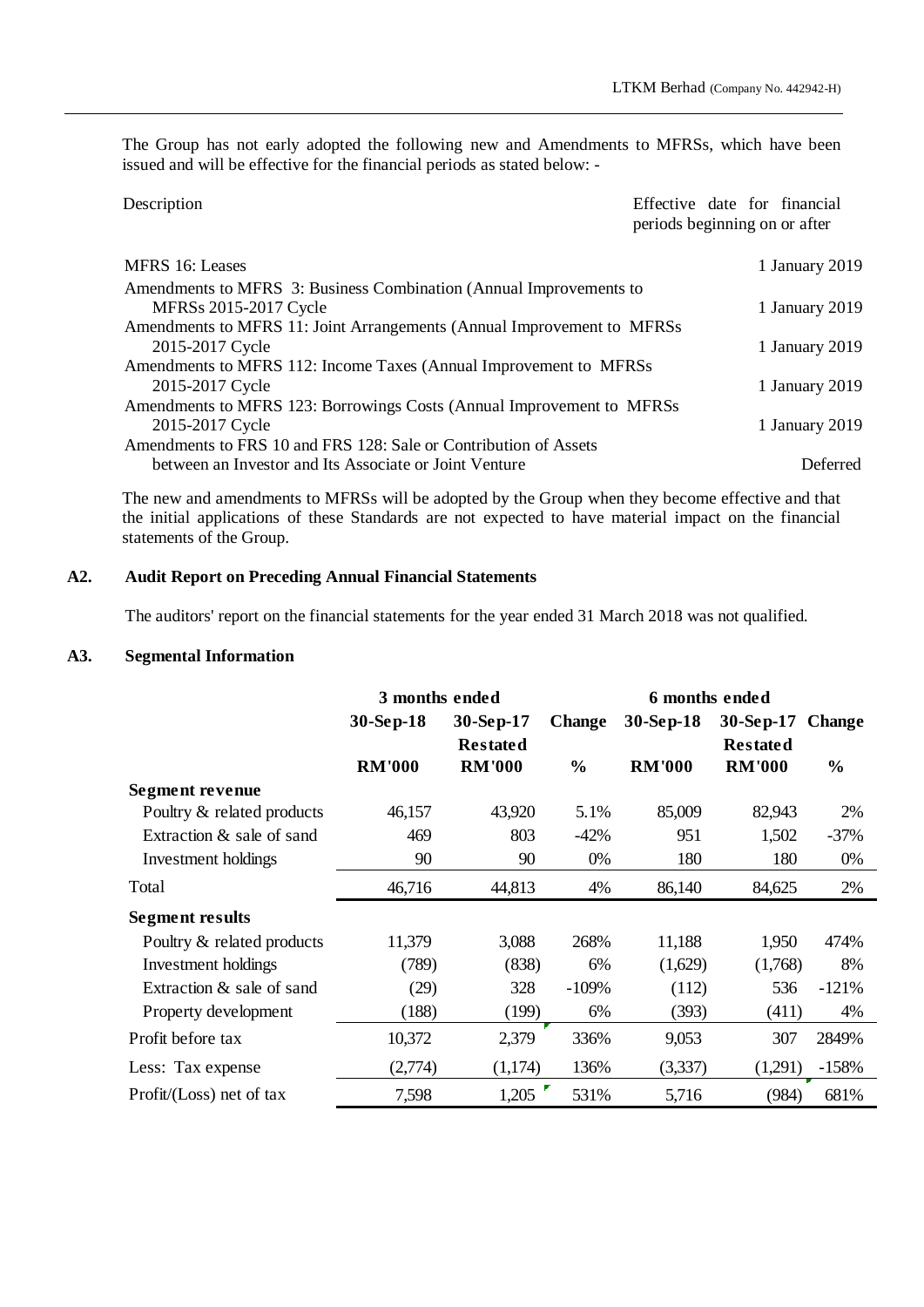The Group has not early adopted the following new and Amendments to MFRSs, which have been issued and will be effective for the financial periods as stated below: -

| Description | Effective date for financial periods beginning on or after |
|---|---|
| MFRS 16: Leases | 1 January 2019 |
| Amendments to MFRS 3: Business Combination (Annual Improvements to MFRSs 2015-2017 Cycle | 1 January 2019 |
| Amendments to MFRS 11: Joint Arrangements (Annual Improvement to MFRSs 2015-2017 Cycle | 1 January 2019 |
| Amendments to MFRS 112: Income Taxes (Annual Improvement to MFRSs 2015-2017 Cycle | 1 January 2019 |
| Amendments to MFRS 123: Borrowings Costs (Annual Improvement to MFRSs 2015-2017 Cycle | 1 January 2019 |
| Amendments to FRS 10 and FRS 128: Sale or Contribution of Assets between an Investor and Its Associate or Joint Venture | Deferred |

The new and amendments to MFRSs will be adopted by the Group when they become effective and that the initial applications of these Standards are not expected to have material impact on the financial statements of the Group.

## A2. Audit Report on Preceding Annual Financial Statements

The auditors' report on the financial statements for the year ended 31 March 2018 was not qualified.

## A3. Segmental Information

| | 3 months ended | | | 6 months ended | | |
|---|---|---|---|---|---|---|
| | 30-Sep-18 | 30-Sep-17 Restated | Change | 30-Sep-18 | 30-Sep-17 Restated | Change |
| | RM'000 | RM'000 | % | RM'000 | RM'000 | % |
| **Segment revenue** | | | | | | |
| Poultry & related products | 46,157 | 43,920 | 5.1% | 85,009 | 82,943 | 2% |
| Extraction & sale of sand | 469 | 803 | -42% | 951 | 1,502 | -37% |
| Investment holdings | 90 | 90 | 0% | 180 | 180 | 0% |
| Total | 46,716 | 44,813 | 4% | 86,140 | 84,625 | 2% |
| **Segment results** | | | | | | |
| Poultry & related products | 11,379 | 3,088 | 268% | 11,188 | 1,950 | 474% |
| Investment holdings | (789) | (838) | 6% | (1,629) | (1,768) | 8% |
| Extraction & sale of sand | (29) | 328 | -109% | (112) | 536 | -121% |
| Property development | (188) | (199) | 6% | (393) | (411) | 4% |
| Profit before tax | 10,372 | 2,379 | 336% | 9,053 | 307 | 2849% |
| Less: Tax expense | (2,774) | (1,174) | 136% | (3,337) | (1,291) | -158% |
| Profit/(Loss) net of tax | 7,598 | 1,205 | 531% | 5,716 | (984) | 681% |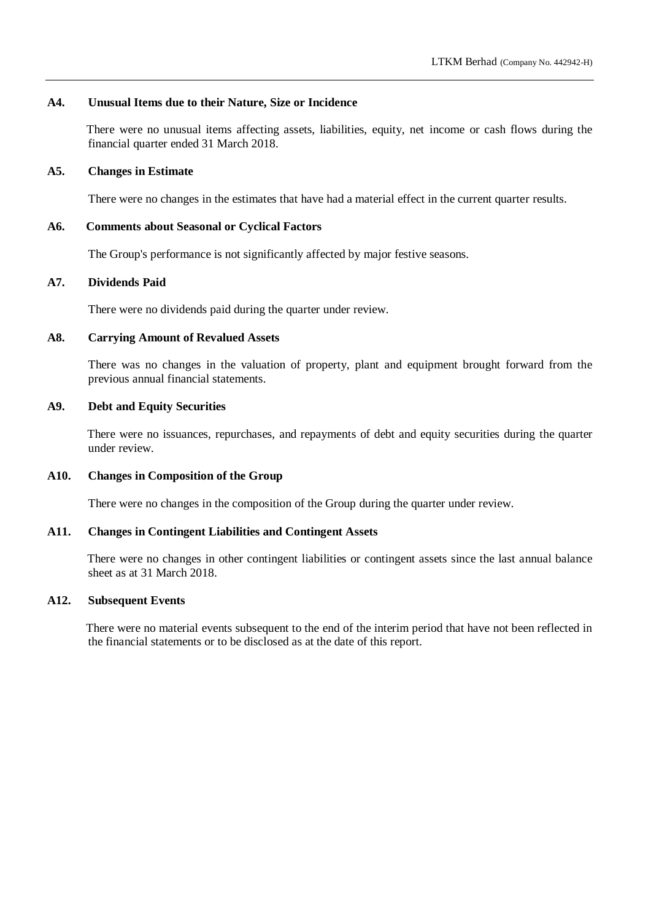### A4. Unusual Items due to their Nature, Size or Incidence

There were no unusual items affecting assets, liabilities, equity, net income or cash flows during the financial quarter ended 31 March 2018.

### A5. Changes in Estimate

There were no changes in the estimates that have had a material effect in the current quarter results.

### A6. Comments about Seasonal or Cyclical Factors

The Group's performance is not significantly affected by major festive seasons.

### A7. Dividends Paid

There were no dividends paid during the quarter under review.

### A8. Carrying Amount of Revalued Assets

There was no changes in the valuation of property, plant and equipment brought forward from the previous annual financial statements.

### A9. Debt and Equity Securities

There were no issuances, repurchases, and repayments of debt and equity securities during the quarter under review.

### A10. Changes in Composition of the Group

There were no changes in the composition of the Group during the quarter under review.

### A11. Changes in Contingent Liabilities and Contingent Assets

There were no changes in other contingent liabilities or contingent assets since the last annual balance sheet as at 31 March 2018.

### A12. Subsequent Events

There were no material events subsequent to the end of the interim period that have not been reflected in the financial statements or to be disclosed as at the date of this report.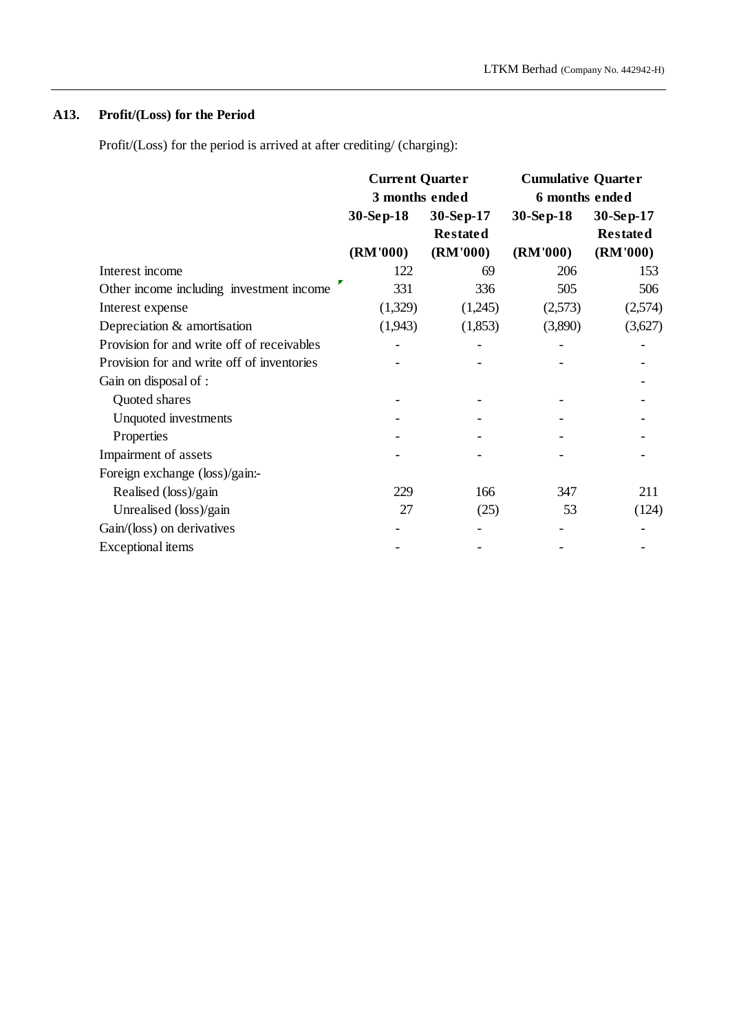## A13. Profit/(Loss) for the Period

Profit/(Loss) for the period is arrived at after crediting/ (charging):

| | Current Quarter 3 months ended | | Cumulative Quarter 6 months ended | |
|---|---|---|---|---|
| | 30-Sep-18 | 30-Sep-17 Restated | 30-Sep-18 | 30-Sep-17 Restated |
| | (RM'000) | (RM'000) | (RM'000) | (RM'000) |
| Interest income | 122 | 69 | 206 | 153 |
| Other income including investment income | 331 | 336 | 505 | 506 |
| Interest expense | (1,329) | (1,245) | (2,573) | (2,574) |
| Depreciation & amortisation | (1,943) | (1,853) | (3,890) | (3,627) |
| Provision for and write off of receivables | - | - | - | - |
| Provision for and write off of inventories | - | - | - | - |
| Gain on disposal of : | | | | - |
| Quoted shares | - | - | - | - |
| Unquoted investments | - | - | - | - |
| Properties | - | - | - | - |
| Impairment of assets | - | - | - | - |
| Foreign exchange (loss)/gain:- | | | | |
| Realised (loss)/gain | 229 | 166 | 347 | 211 |
| Unrealised (loss)/gain | 27 | (25) | 53 | (124) |
| Gain/(loss) on derivatives | - | - | - | - |
| Exceptional items | - | - | - | - |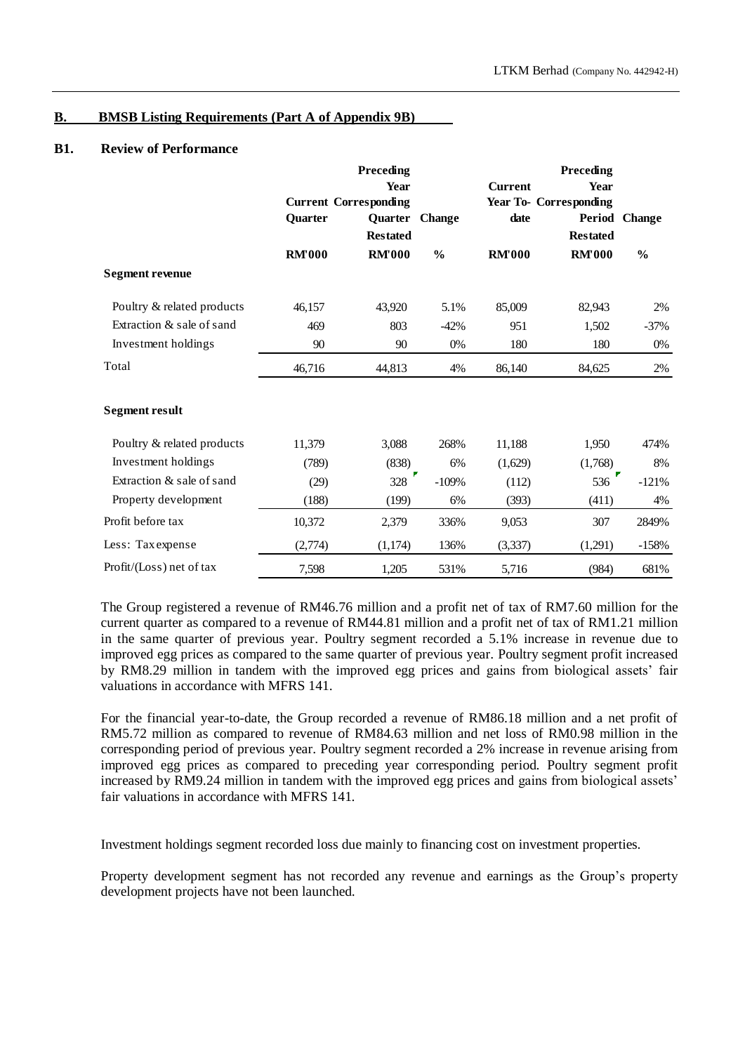## B. BMSB Listing Requirements (Part A of Appendix 9B)

### B1. Review of Performance

| | Current Quarter | Preceding Year Corresponding Quarter Restated | Change | Current Year To-date | Preceding Year Corresponding Period Restated | Change |
|---|---|---|---|---|---|---|
| | RM'000 | RM'000 | % | RM'000 | RM'000 | % |
| **Segment revenue** | | | | | | |
| Poultry & related products | 46,157 | 43,920 | 5.1% | 85,009 | 82,943 | 2% |
| Extraction & sale of sand | 469 | 803 | -42% | 951 | 1,502 | -37% |
| Investment holdings | 90 | 90 | 0% | 180 | 180 | 0% |
| Total | 46,716 | 44,813 | 4% | 86,140 | 84,625 | 2% |
| **Segment result** | | | | | | |
| Poultry & related products | 11,379 | 3,088 | 268% | 11,188 | 1,950 | 474% |
| Investment holdings | (789) | (838) | 6% | (1,629) | (1,768) | 8% |
| Extraction & sale of sand | (29) | 328 | -109% | (112) | 536 | -121% |
| Property development | (188) | (199) | 6% | (393) | (411) | 4% |
| Profit before tax | 10,372 | 2,379 | 336% | 9,053 | 307 | 2849% |
| Less: Tax expense | (2,774) | (1,174) | 136% | (3,337) | (1,291) | -158% |
| Profit/(Loss) net of tax | 7,598 | 1,205 | 531% | 5,716 | (984) | 681% |

The Group registered a revenue of RM46.76 million and a profit net of tax of RM7.60 million for the current quarter as compared to a revenue of RM44.81 million and a profit net of tax of RM1.21 million in the same quarter of previous year. Poultry segment recorded a 5.1% increase in revenue due to improved egg prices as compared to the same quarter of previous year. Poultry segment profit increased by RM8.29 million in tandem with the improved egg prices and gains from biological assets' fair valuations in accordance with MFRS 141.

For the financial year-to-date, the Group recorded a revenue of RM86.18 million and a net profit of RM5.72 million as compared to revenue of RM84.63 million and net loss of RM0.98 million in the corresponding period of previous year. Poultry segment recorded a 2% increase in revenue arising from improved egg prices as compared to preceding year corresponding period. Poultry segment profit increased by RM9.24 million in tandem with the improved egg prices and gains from biological assets' fair valuations in accordance with MFRS 141.

Investment holdings segment recorded loss due mainly to financing cost on investment properties.

Property development segment has not recorded any revenue and earnings as the Group's property development projects have not been launched.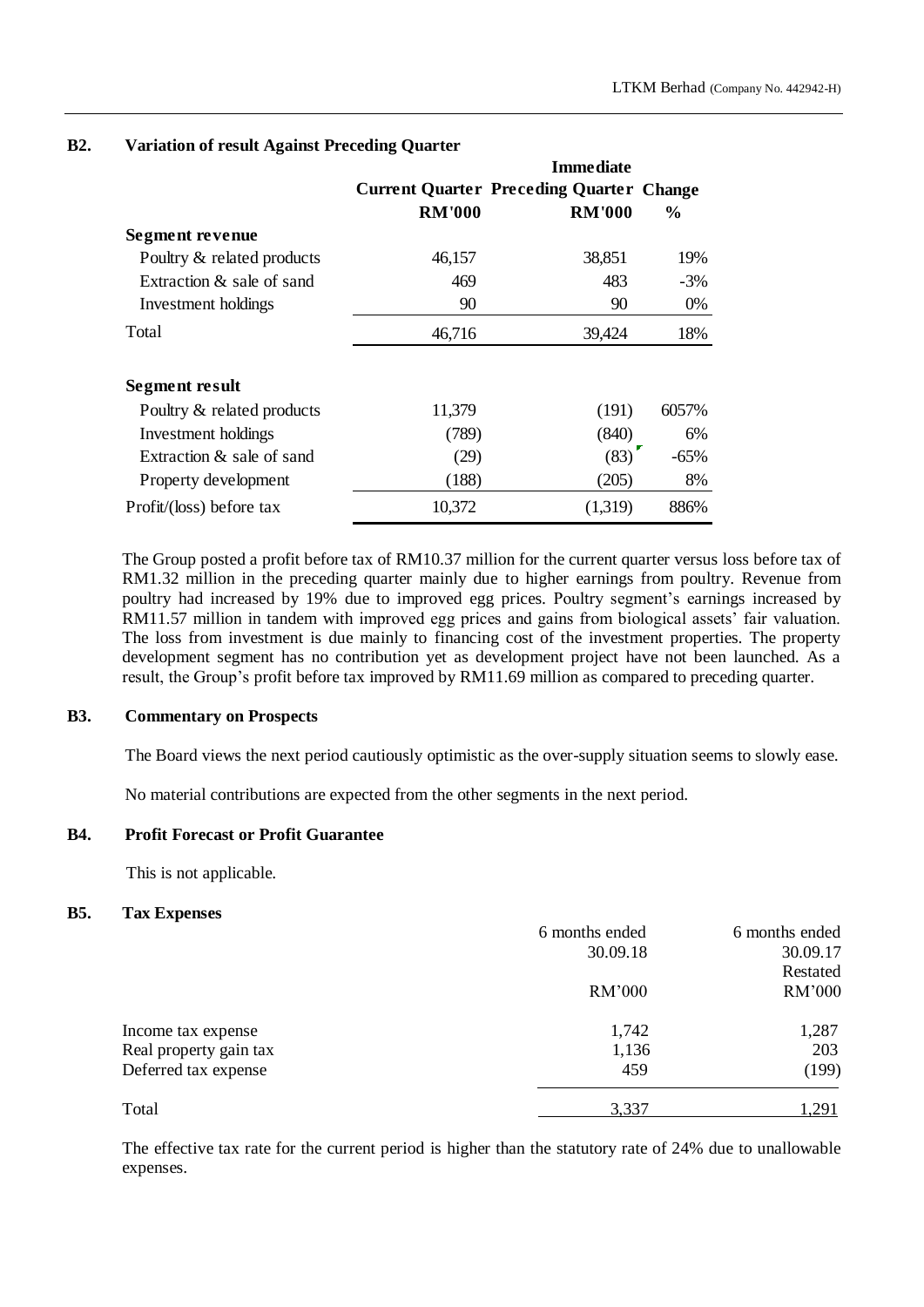### B2. Variation of result Against Preceding Quarter

| | Current Quarter | Immediate Preceding Quarter | Change |
|---|---|---|---|
| | RM'000 | RM'000 | % |
| **Segment revenue** | | | |
| Poultry & related products | 46,157 | 38,851 | 19% |
| Extraction & sale of sand | 469 | 483 | -3% |
| Investment holdings | 90 | 90 | 0% |
| Total | 46,716 | 39,424 | 18% |
| **Segment result** | | | |
| Poultry & related products | 11,379 | (191) | 6057% |
| Investment holdings | (789) | (840) | 6% |
| Extraction & sale of sand | (29) | (83) | -65% |
| Property development | (188) | (205) | 8% |
| Profit/(loss) before tax | 10,372 | (1,319) | 886% |

The Group posted a profit before tax of RM10.37 million for the current quarter versus loss before tax of RM1.32 million in the preceding quarter mainly due to higher earnings from poultry. Revenue from poultry had increased by 19% due to improved egg prices. Poultry segment's earnings increased by RM11.57 million in tandem with improved egg prices and gains from biological assets' fair valuation. The loss from investment is due mainly to financing cost of the investment properties. The property development segment has no contribution yet as development project have not been launched. As a result, the Group's profit before tax improved by RM11.69 million as compared to preceding quarter.

### B3. Commentary on Prospects

The Board views the next period cautiously optimistic as the over-supply situation seems to slowly ease.

No material contributions are expected from the other segments in the next period.

### B4. Profit Forecast or Profit Guarantee

This is not applicable.

### B5. Tax Expenses

| | 6 months ended 30.09.18 | 6 months ended 30.09.17 Restated |
|---|---|---|
| | RM'000 | RM'000 |
| Income tax expense | 1,742 | 1,287 |
| Real property gain tax | 1,136 | 203 |
| Deferred tax expense | 459 | (199) |
| Total | 3,337 | 1,291 |

The effective tax rate for the current period is higher than the statutory rate of 24% due to unallowable expenses.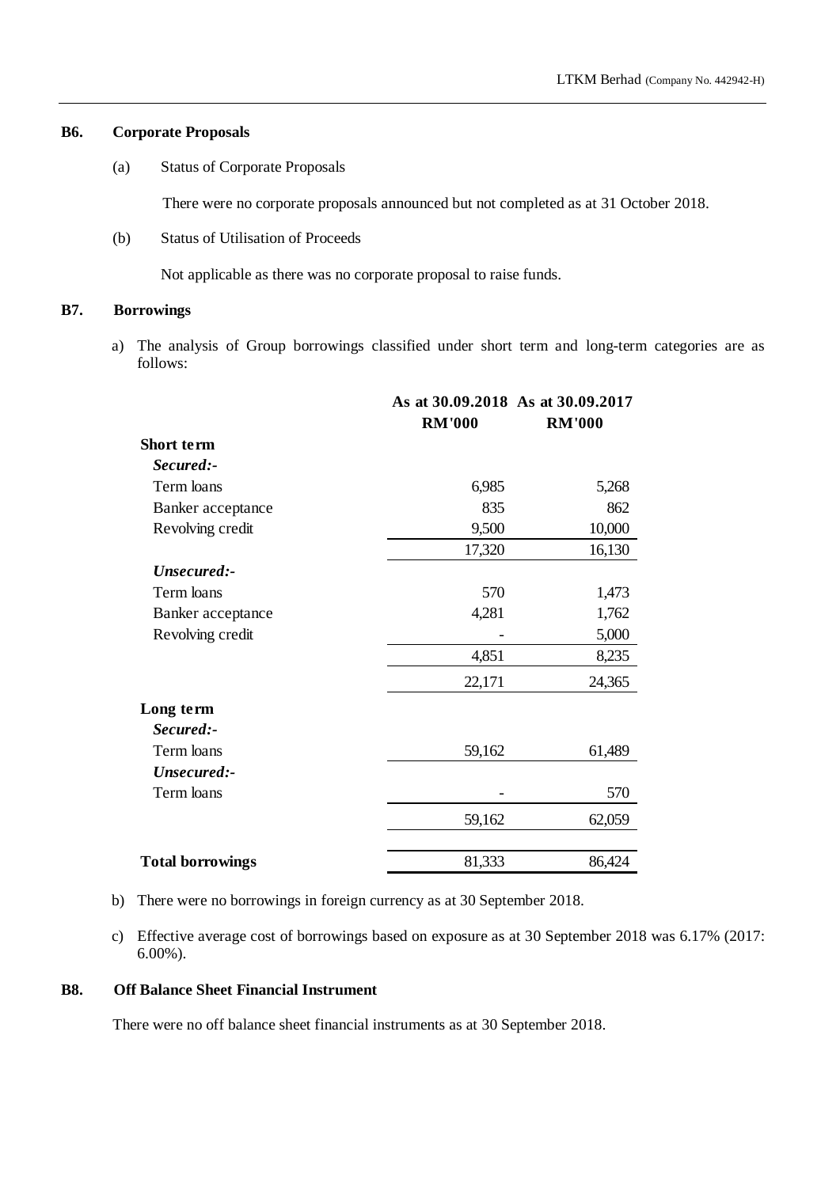### B6. Corporate Proposals

(a) Status of Corporate Proposals

There were no corporate proposals announced but not completed as at 31 October 2018.

(b) Status of Utilisation of Proceeds

Not applicable as there was no corporate proposal to raise funds.

### B7. Borrowings

a) The analysis of Group borrowings classified under short term and long-term categories are as follows:

| | As at 30.09.2018 | As at 30.09.2017 |
|---|---|---|
| | RM'000 | RM'000 |
| **Short term** | | |
| ***Secured:-*** | | |
| Term loans | 6,985 | 5,268 |
| Banker acceptance | 835 | 862 |
| Revolving credit | 9,500 | 10,000 |
| | 17,320 | 16,130 |
| ***Unsecured:-*** | | |
| Term loans | 570 | 1,473 |
| Banker acceptance | 4,281 | 1,762 |
| Revolving credit | - | 5,000 |
| | 4,851 | 8,235 |
| | 22,171 | 24,365 |
| **Long term** | | |
| ***Secured:-*** | | |
| Term loans | 59,162 | 61,489 |
| ***Unsecured:-*** | | |
| Term loans | - | 570 |
| | 59,162 | 62,059 |
| **Total borrowings** | 81,333 | 86,424 |

b) There were no borrowings in foreign currency as at 30 September 2018.

c) Effective average cost of borrowings based on exposure as at 30 September 2018 was 6.17% (2017: 6.00%).

### B8. Off Balance Sheet Financial Instrument

There were no off balance sheet financial instruments as at 30 September 2018.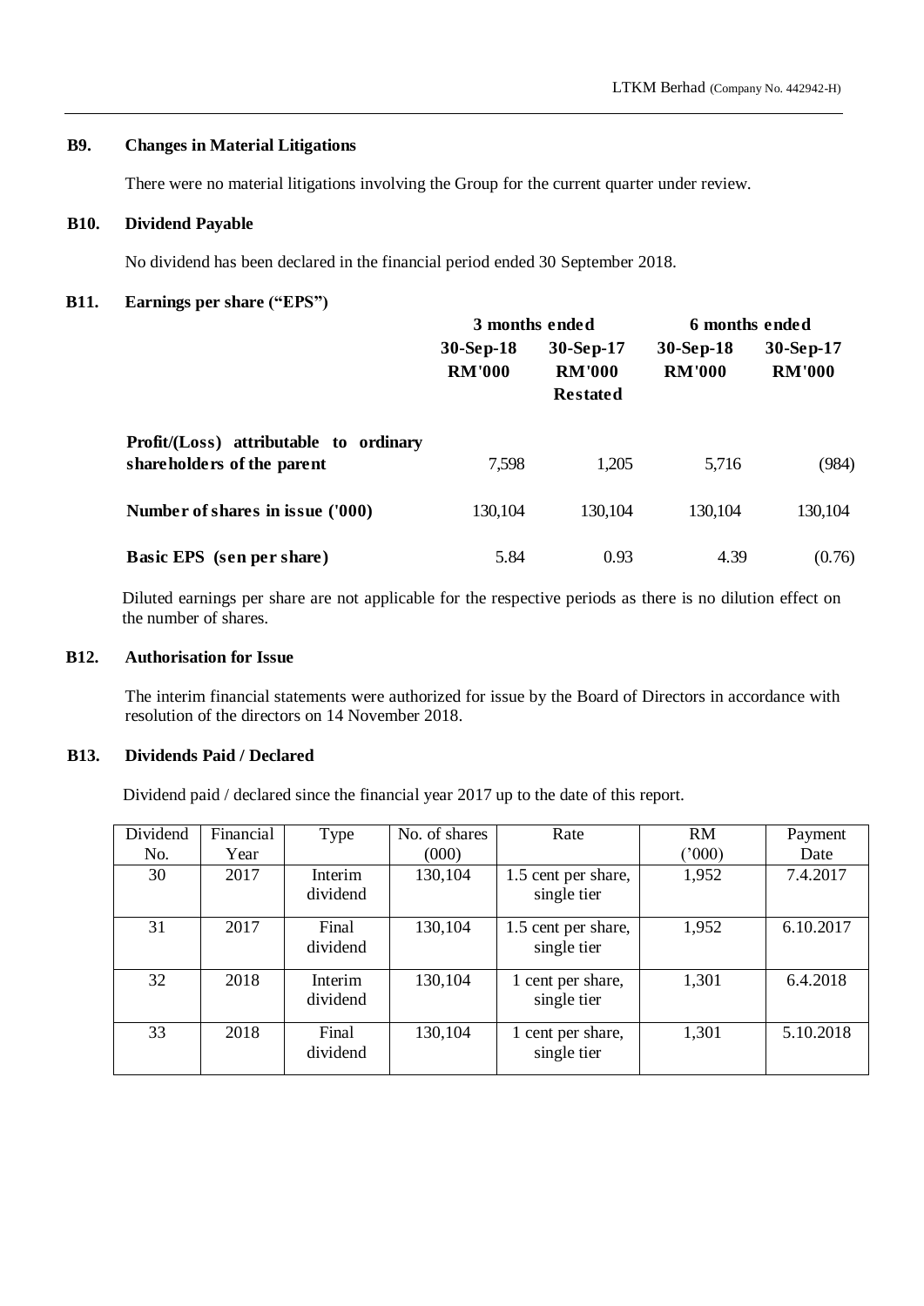### B9. Changes in Material Litigations

There were no material litigations involving the Group for the current quarter under review.

### B10. Dividend Payable

No dividend has been declared in the financial period ended 30 September 2018.

### B11. Earnings per share ("EPS")

| | 3 months ended | | 6 months ended | |
|---|---|---|---|---|
| | 30-Sep-18 RM'000 | 30-Sep-17 RM'000 Restated | 30-Sep-18 RM'000 | 30-Sep-17 RM'000 |
| **Profit/(Loss) attributable to ordinary shareholders of the parent** | 7,598 | 1,205 | 5,716 | (984) |
| **Number of shares in issue ('000)** | 130,104 | 130,104 | 130,104 | 130,104 |
| **Basic EPS (sen per share)** | 5.84 | 0.93 | 4.39 | (0.76) |

Diluted earnings per share are not applicable for the respective periods as there is no dilution effect on the number of shares.

### B12. Authorisation for Issue

The interim financial statements were authorized for issue by the Board of Directors in accordance with resolution of the directors on 14 November 2018.

### B13. Dividends Paid / Declared

Dividend paid / declared since the financial year 2017 up to the date of this report.

| Dividend No. | Financial Year | Type | No. of shares (000) | Rate | RM ('000) | Payment Date |
|---|---|---|---|---|---|---|
| 30 | 2017 | Interim dividend | 130,104 | 1.5 cent per share, single tier | 1,952 | 7.4.2017 |
| 31 | 2017 | Final dividend | 130,104 | 1.5 cent per share, single tier | 1,952 | 6.10.2017 |
| 32 | 2018 | Interim dividend | 130,104 | 1 cent per share, single tier | 1,301 | 6.4.2018 |
| 33 | 2018 | Final dividend | 130,104 | 1 cent per share, single tier | 1,301 | 5.10.2018 |